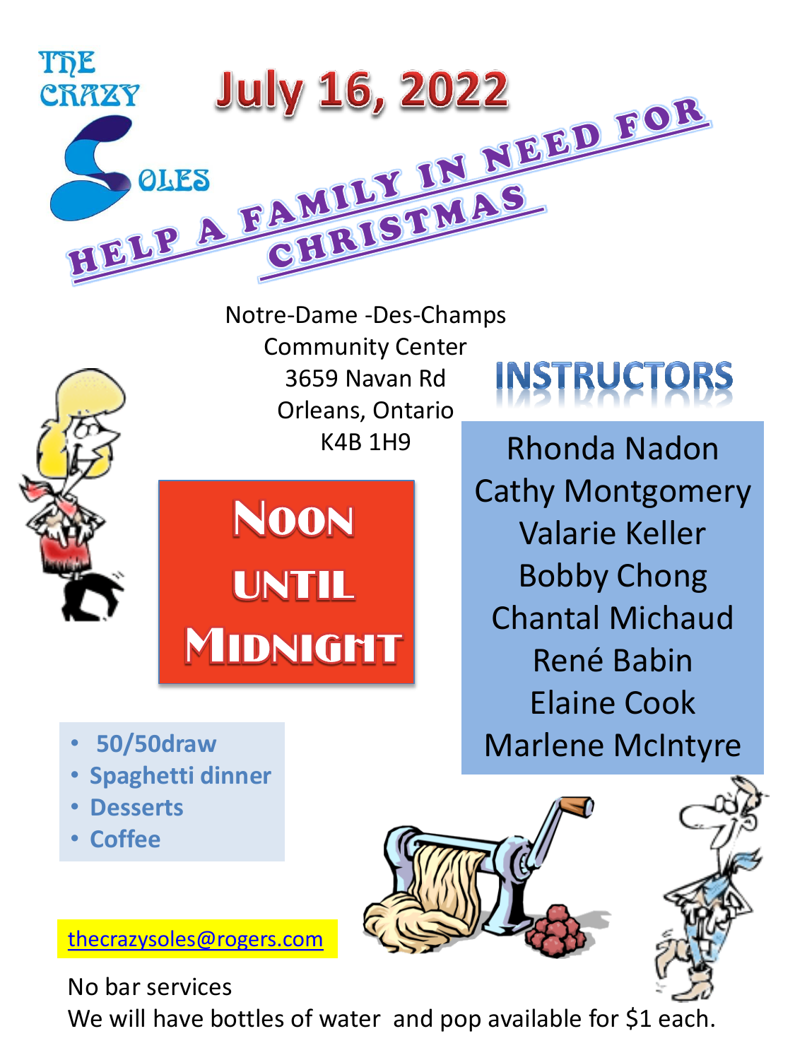THE CRAZY SOLES

# July 16, 2022

## HELP A FAMILY IN NEED FOR CHRISTMAS

Notre-Dame -Des-Champs
Community Center
3659 Navan Rd
Orleans, Ontario
K4B 1H9

**NOON UNTIL MIDNIGHT**

## INSTRUCTORS

Rhonda Nadon
Cathy Montgomery
Valarie Keller
Bobby Chong
Chantal Michaud
René Babin
Elaine Cook
Marlene McIntyre

- **50/50draw**
- **Spaghetti dinner**
- **Desserts**
- **Coffee**

thecrazysoles@rogers.com

No bar services
We will have bottles of water and pop available for $1 each.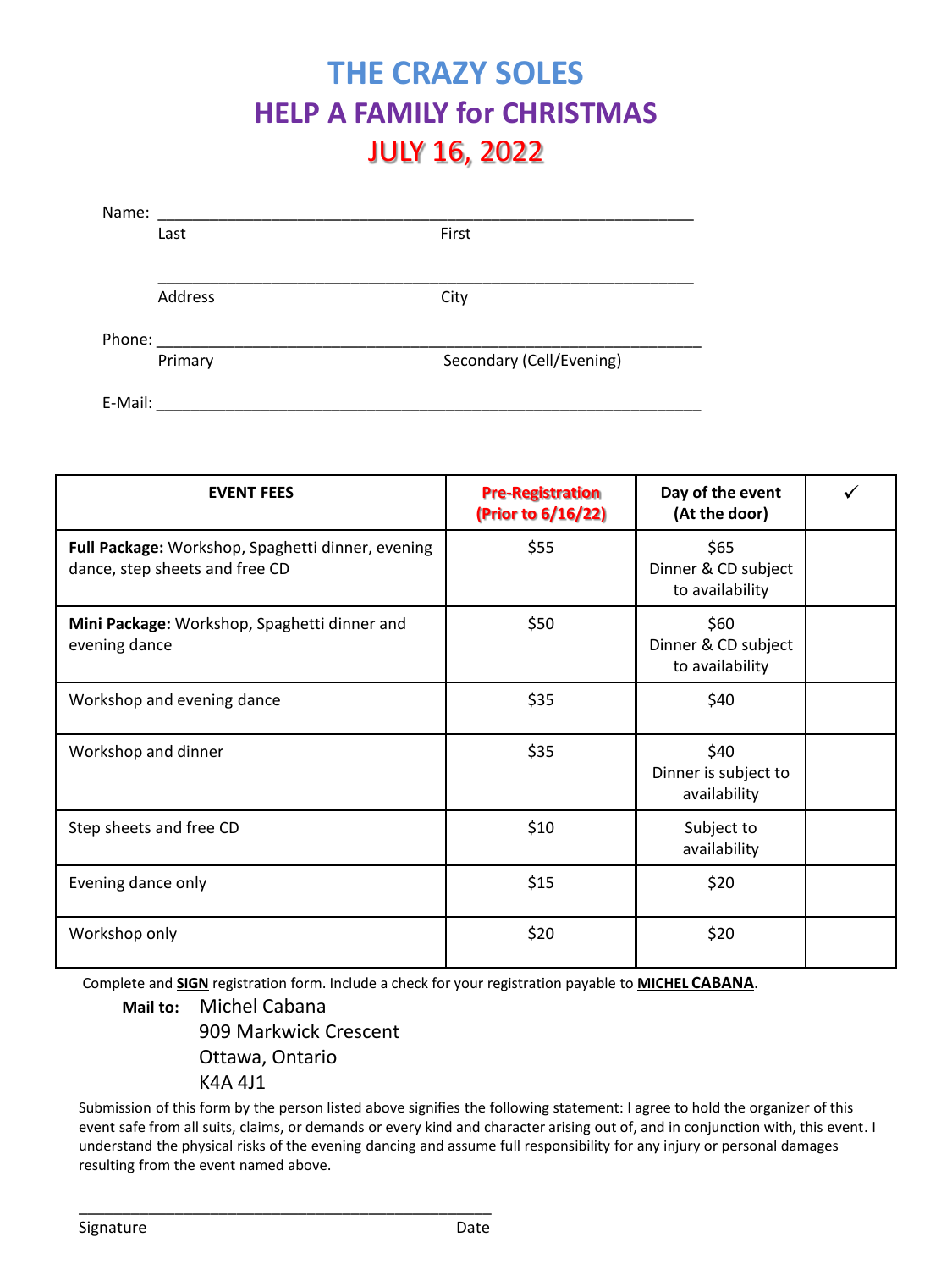# THE CRAZY SOLES

## HELP A FAMILY for CHRISTMAS

## JULY 16, 2022

Name: ___________________________________________________________
Last First

___________________________________________________________
Address City

Phone: ___________________________________________________________
Primary Secondary (Cell/Evening)

E-Mail: ___________________________________________________________

| EVENT FEES | Pre-Registration (Prior to 6/16/22) | Day of the event (At the door) | ✓ |
|---|---|---|---|
| **Full Package:** Workshop, Spaghetti dinner, evening dance, step sheets and free CD | $55 | $65 Dinner & CD subject to availability | |
| **Mini Package:** Workshop, Spaghetti dinner and evening dance | $50 | $60 Dinner & CD subject to availability | |
| Workshop and evening dance | $35 | $40 | |
| Workshop and dinner | $35 | $40 Dinner is subject to availability | |
| Step sheets and free CD | $10 | Subject to availability | |
| Evening dance only | $15 | $20 | |
| Workshop only | $20 | $20 | |

Complete and **SIGN** registration form. Include a check for your registration payable to **MICHEL CABANA**.

**Mail to:** Michel Cabana
909 Markwick Crescent
Ottawa, Ontario
K4A 4J1

Submission of this form by the person listed above signifies the following statement: I agree to hold the organizer of this event safe from all suits, claims, or demands or every kind and character arising out of, and in conjunction with, this event. I understand the physical risks of the evening dancing and assume full responsibility for any injury or personal damages resulting from the event named above.

_______________________________________________
Signature Date